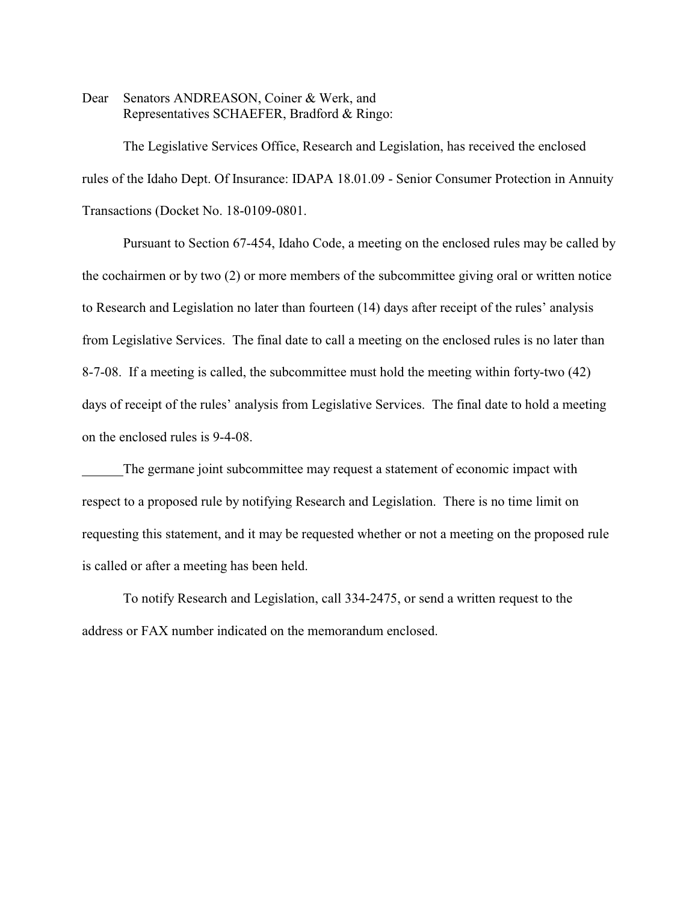Dear Senators ANDREASON, Coiner & Werk, and
Representatives SCHAEFER, Bradford & Ringo:

The Legislative Services Office, Research and Legislation, has received the enclosed rules of the Idaho Dept. Of Insurance: IDAPA 18.01.09 - Senior Consumer Protection in Annuity Transactions (Docket No. 18-0109-0801.

Pursuant to Section 67-454, Idaho Code, a meeting on the enclosed rules may be called by the cochairmen or by two (2) or more members of the subcommittee giving oral or written notice to Research and Legislation no later than fourteen (14) days after receipt of the rules' analysis from Legislative Services. The final date to call a meeting on the enclosed rules is no later than 8-7-08. If a meeting is called, the subcommittee must hold the meeting within forty-two (42) days of receipt of the rules' analysis from Legislative Services. The final date to hold a meeting on the enclosed rules is 9-4-08.

______The germane joint subcommittee may request a statement of economic impact with respect to a proposed rule by notifying Research and Legislation. There is no time limit on requesting this statement, and it may be requested whether or not a meeting on the proposed rule is called or after a meeting has been held.

To notify Research and Legislation, call 334-2475, or send a written request to the address or FAX number indicated on the memorandum enclosed.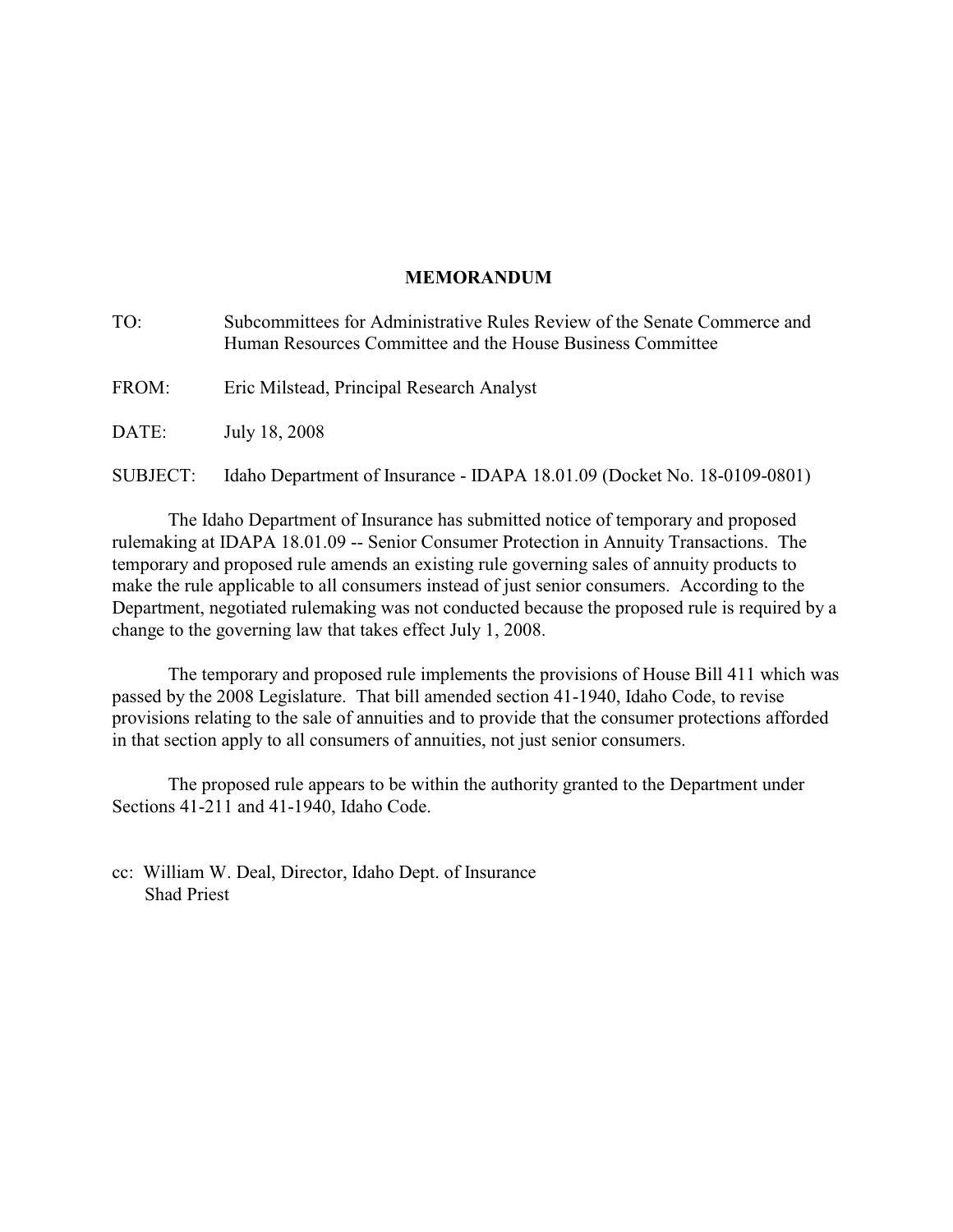**MEMORANDUM**

TO: Subcommittees for Administrative Rules Review of the Senate Commerce and Human Resources Committee and the House Business Committee

FROM: Eric Milstead, Principal Research Analyst

DATE: July 18, 2008

SUBJECT: Idaho Department of Insurance - IDAPA 18.01.09 (Docket No. 18-0109-0801)

The Idaho Department of Insurance has submitted notice of temporary and proposed rulemaking at IDAPA 18.01.09 -- Senior Consumer Protection in Annuity Transactions. The temporary and proposed rule amends an existing rule governing sales of annuity products to make the rule applicable to all consumers instead of just senior consumers. According to the Department, negotiated rulemaking was not conducted because the proposed rule is required by a change to the governing law that takes effect July 1, 2008.

The temporary and proposed rule implements the provisions of House Bill 411 which was passed by the 2008 Legislature. That bill amended section 41-1940, Idaho Code, to revise provisions relating to the sale of annuities and to provide that the consumer protections afforded in that section apply to all consumers of annuities, not just senior consumers.

The proposed rule appears to be within the authority granted to the Department under Sections 41-211 and 41-1940, Idaho Code.

cc: William W. Deal, Director, Idaho Dept. of Insurance
Shad Priest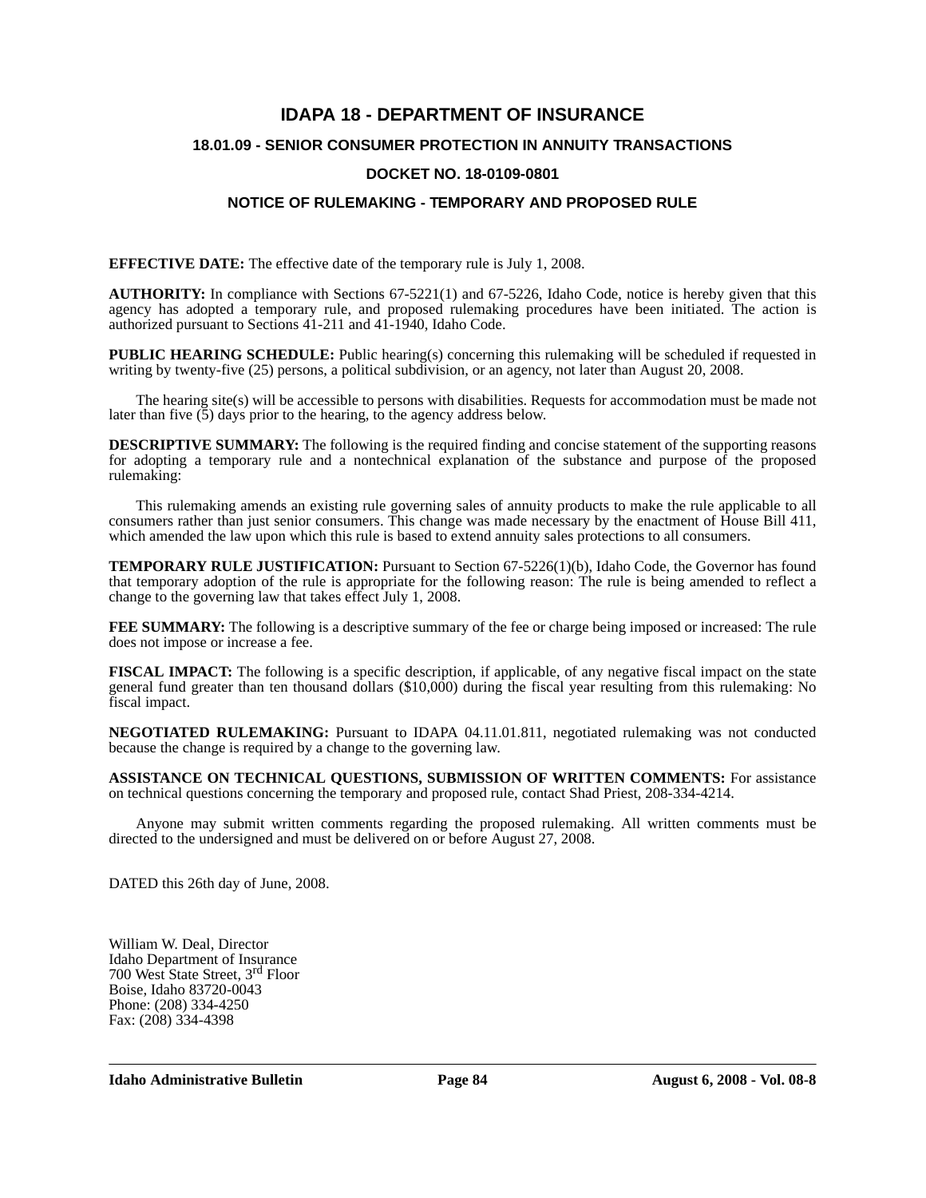# IDAPA 18 - DEPARTMENT OF INSURANCE

## 18.01.09 - SENIOR CONSUMER PROTECTION IN ANNUITY TRANSACTIONS

## DOCKET NO. 18-0109-0801

## NOTICE OF RULEMAKING - TEMPORARY AND PROPOSED RULE

**EFFECTIVE DATE:** The effective date of the temporary rule is July 1, 2008.

**AUTHORITY:** In compliance with Sections 67-5221(1) and 67-5226, Idaho Code, notice is hereby given that this agency has adopted a temporary rule, and proposed rulemaking procedures have been initiated. The action is authorized pursuant to Sections 41-211 and 41-1940, Idaho Code.

**PUBLIC HEARING SCHEDULE:** Public hearing(s) concerning this rulemaking will be scheduled if requested in writing by twenty-five (25) persons, a political subdivision, or an agency, not later than August 20, 2008.

The hearing site(s) will be accessible to persons with disabilities. Requests for accommodation must be made not later than five (5) days prior to the hearing, to the agency address below.

**DESCRIPTIVE SUMMARY:** The following is the required finding and concise statement of the supporting reasons for adopting a temporary rule and a nontechnical explanation of the substance and purpose of the proposed rulemaking:

This rulemaking amends an existing rule governing sales of annuity products to make the rule applicable to all consumers rather than just senior consumers. This change was made necessary by the enactment of House Bill 411, which amended the law upon which this rule is based to extend annuity sales protections to all consumers.

**TEMPORARY RULE JUSTIFICATION:** Pursuant to Section 67-5226(1)(b), Idaho Code, the Governor has found that temporary adoption of the rule is appropriate for the following reason: The rule is being amended to reflect a change to the governing law that takes effect July 1, 2008.

**FEE SUMMARY:** The following is a descriptive summary of the fee or charge being imposed or increased: The rule does not impose or increase a fee.

**FISCAL IMPACT:** The following is a specific description, if applicable, of any negative fiscal impact on the state general fund greater than ten thousand dollars ($10,000) during the fiscal year resulting from this rulemaking: No fiscal impact.

**NEGOTIATED RULEMAKING:** Pursuant to IDAPA 04.11.01.811, negotiated rulemaking was not conducted because the change is required by a change to the governing law.

**ASSISTANCE ON TECHNICAL QUESTIONS, SUBMISSION OF WRITTEN COMMENTS:** For assistance on technical questions concerning the temporary and proposed rule, contact Shad Priest, 208-334-4214.

Anyone may submit written comments regarding the proposed rulemaking. All written comments must be directed to the undersigned and must be delivered on or before August 27, 2008.

DATED this 26th day of June, 2008.

William W. Deal, Director
Idaho Department of Insurance
700 West State Street, 3rd Floor
Boise, Idaho 83720-0043
Phone: (208) 334-4250
Fax: (208) 334-4398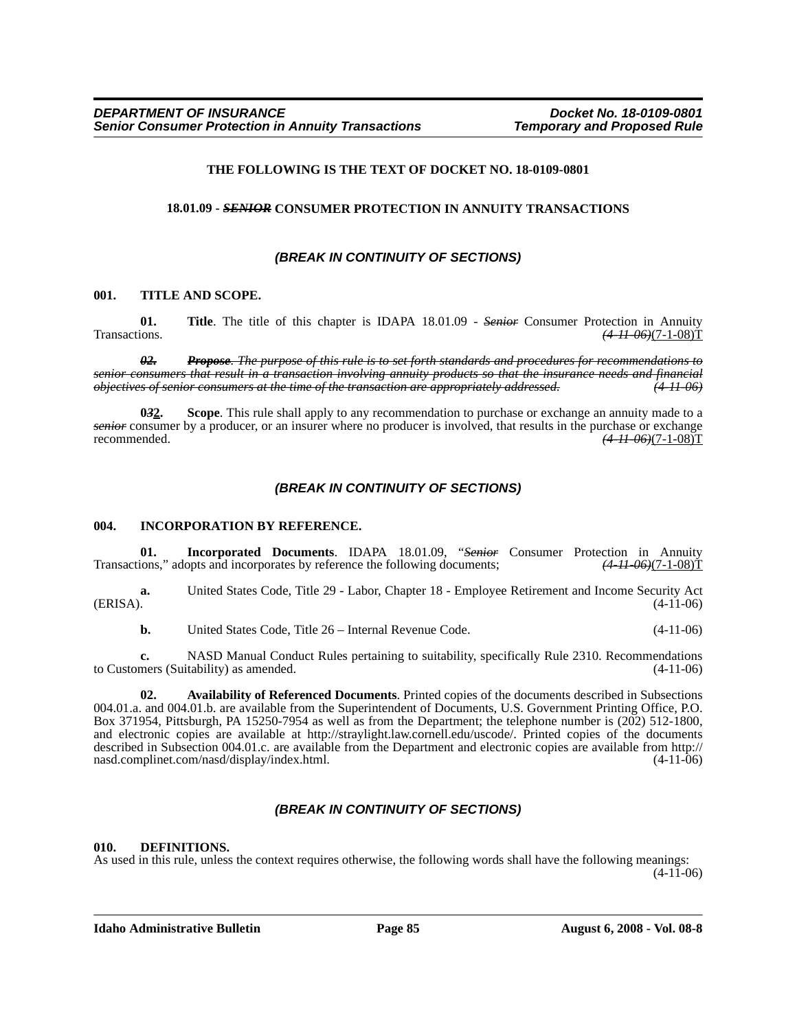THE FOLLOWING IS THE TEXT OF DOCKET NO. 18-0109-0801

**18.01.09 - ~~SENIOR~~ CONSUMER PROTECTION IN ANNUITY TRANSACTIONS**

*(BREAK IN CONTINUITY OF SECTIONS)*

**001. TITLE AND SCOPE.**

**01. Title**. The title of this chapter is IDAPA 18.01.09 - ~~*Senior*~~ Consumer Protection in Annuity Transactions. ~~*(4-11-06)*~~(7-1-08)T

~~***02. Propose**. The purpose of this rule is to set forth standards and procedures for recommendations to senior consumers that result in a transaction involving annuity products so that the insurance needs and financial objectives of senior consumers at the time of the transaction are appropriately addressed. (4-11-06)*~~

**0~~*3*~~2. Scope**. This rule shall apply to any recommendation to purchase or exchange an annuity made to a ~~*senior*~~ consumer by a producer, or an insurer where no producer is involved, that results in the purchase or exchange recommended. ~~*(4-11-06)*~~(7-1-08)T

*(BREAK IN CONTINUITY OF SECTIONS)*

**004. INCORPORATION BY REFERENCE.**

**01. Incorporated Documents**. IDAPA 18.01.09, "~~*Senior*~~ Consumer Protection in Annuity Transactions," adopts and incorporates by reference the following documents; ~~*(4-11-06)*~~(7-1-08)T

**a.** United States Code, Title 29 - Labor, Chapter 18 - Employee Retirement and Income Security Act (ERISA). (4-11-06)

**b.** United States Code, Title 26 – Internal Revenue Code. (4-11-06)

**c.** NASD Manual Conduct Rules pertaining to suitability, specifically Rule 2310. Recommendations to Customers (Suitability) as amended. (4-11-06)

**02. Availability of Referenced Documents**. Printed copies of the documents described in Subsections 004.01.a. and 004.01.b. are available from the Superintendent of Documents, U.S. Government Printing Office, P.O. Box 371954, Pittsburgh, PA 15250-7954 as well as from the Department; the telephone number is (202) 512-1800, and electronic copies are available at http://straylight.law.cornell.edu/uscode/. Printed copies of the documents described in Subsection 004.01.c. are available from the Department and electronic copies are available from http://nasd.complinet.com/nasd/display/index.html. (4-11-06)

*(BREAK IN CONTINUITY OF SECTIONS)*

**010. DEFINITIONS.**

As used in this rule, unless the context requires otherwise, the following words shall have the following meanings: (4-11-06)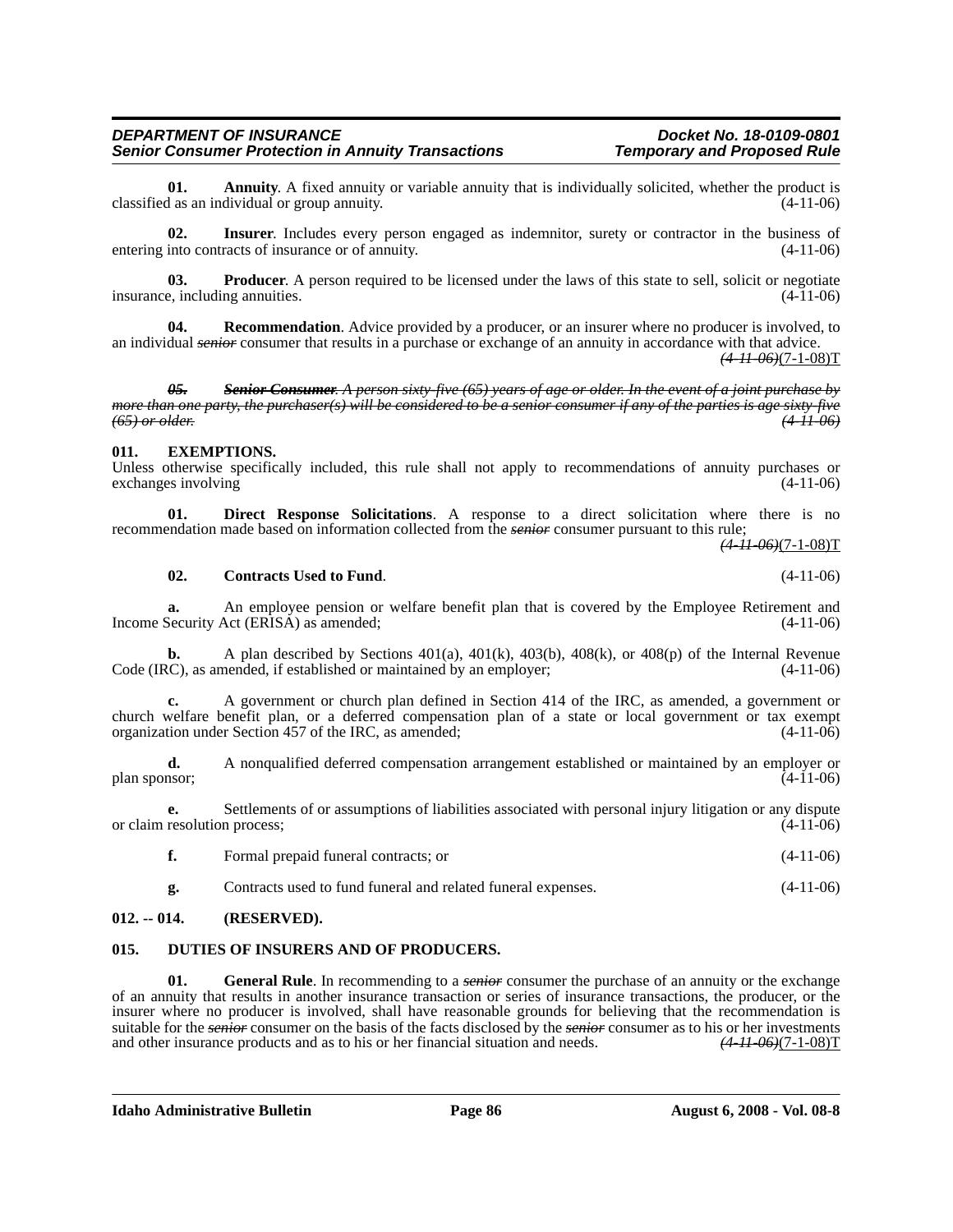**01. Annuity**. A fixed annuity or variable annuity that is individually solicited, whether the product is classified as an individual or group annuity. (4-11-06)

**02. Insurer**. Includes every person engaged as indemnitor, surety or contractor in the business of entering into contracts of insurance or of annuity. (4-11-06)

**03. Producer**. A person required to be licensed under the laws of this state to sell, solicit or negotiate insurance, including annuities. (4-11-06)

**04. Recommendation**. Advice provided by a producer, or an insurer where no producer is involved, to an individual ~~*senior*~~ consumer that results in a purchase or exchange of an annuity in accordance with that advice. ~~*(4-11-06)*~~(7-1-08)T

~~***05. Senior Consumer**. A person sixty-five (65) years of age or older. In the event of a joint purchase by more than one party, the purchaser(s) will be considered to be a senior consumer if any of the parties is age sixty-five (65) or older. (4-11-06)*~~

**011. EXEMPTIONS.**

Unless otherwise specifically included, this rule shall not apply to recommendations of annuity purchases or exchanges involving (4-11-06)

**01. Direct Response Solicitations**. A response to a direct solicitation where there is no recommendation made based on information collected from the ~~*senior*~~ consumer pursuant to this rule; ~~*(4-11-06)*~~(7-1-08)T

**02. Contracts Used to Fund**. (4-11-06)

**a.** An employee pension or welfare benefit plan that is covered by the Employee Retirement and Income Security Act (ERISA) as amended; (4-11-06)

**b.** A plan described by Sections 401(a), 401(k), 403(b), 408(k), or 408(p) of the Internal Revenue Code (IRC), as amended, if established or maintained by an employer; (4-11-06)

**c.** A government or church plan defined in Section 414 of the IRC, as amended, a government or church welfare benefit plan, or a deferred compensation plan of a state or local government or tax exempt organization under Section 457 of the IRC, as amended; (4-11-06)

**d.** A nonqualified deferred compensation arrangement established or maintained by an employer or plan sponsor; (4-11-06)

**e.** Settlements of or assumptions of liabilities associated with personal injury litigation or any dispute or claim resolution process; (4-11-06)

**f.** Formal prepaid funeral contracts; or (4-11-06)

**g.** Contracts used to fund funeral and related funeral expenses. (4-11-06)

**012. -- 014. (RESERVED).**

**015. DUTIES OF INSURERS AND OF PRODUCERS.**

**01. General Rule**. In recommending to a ~~*senior*~~ consumer the purchase of an annuity or the exchange of an annuity that results in another insurance transaction or series of insurance transactions, the producer, or the insurer where no producer is involved, shall have reasonable grounds for believing that the recommendation is suitable for the ~~*senior*~~ consumer on the basis of the facts disclosed by the ~~*senior*~~ consumer as to his or her investments and other insurance products and as to his or her financial situation and needs. ~~*(4-11-06)*~~(7-1-08)T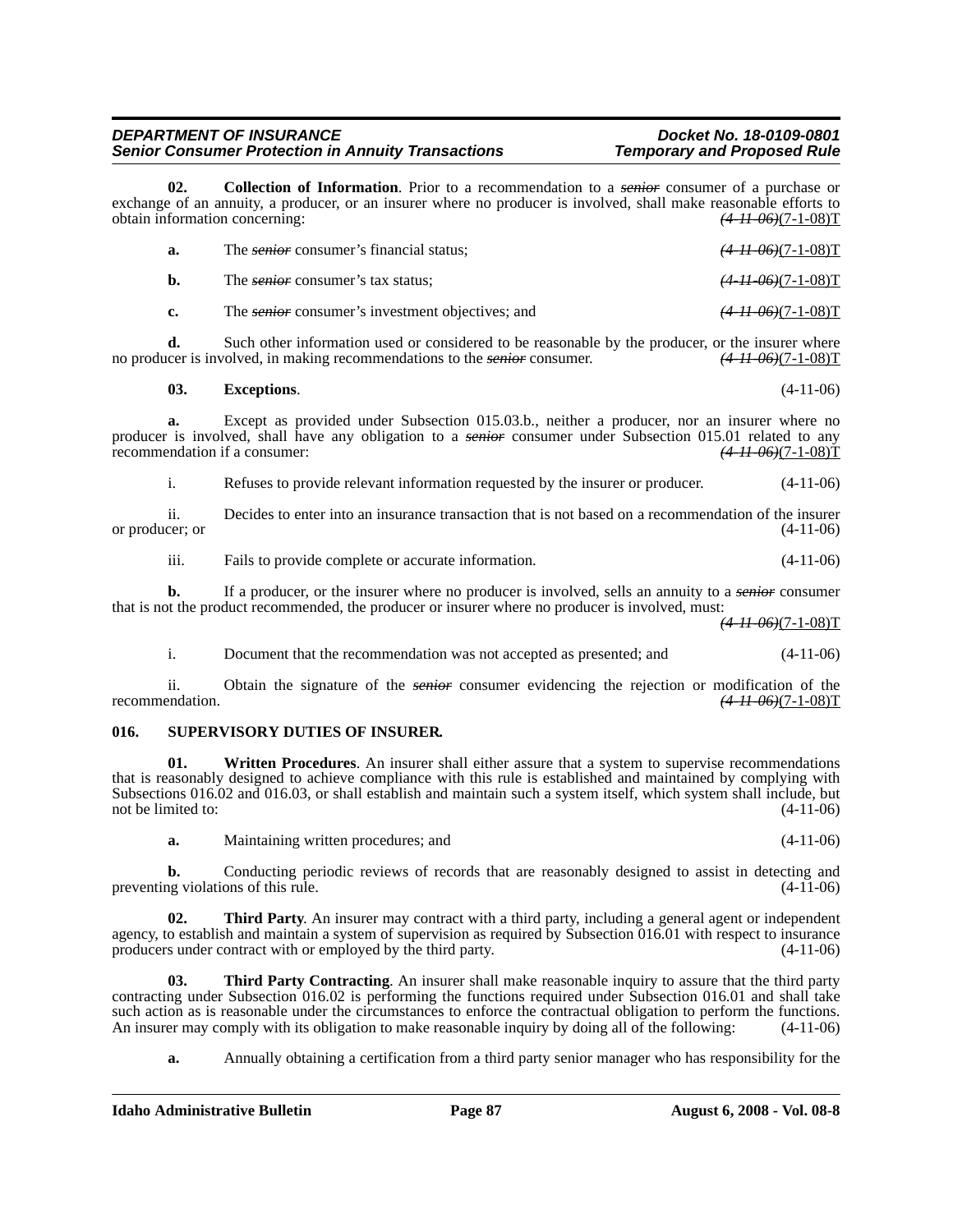**02. Collection of Information**. Prior to a recommendation to a ~~*senior*~~ consumer of a purchase or exchange of an annuity, a producer, or an insurer where no producer is involved, shall make reasonable efforts to obtain information concerning: ~~*(4-11-06)*~~(7-1-08)T

**a.** The ~~*senior*~~ consumer's financial status; ~~*(4-11-06)*~~(7-1-08)T

**b.** The ~~*senior*~~ consumer's tax status; ~~*(4-11-06)*~~(7-1-08)T

**c.** The ~~*senior*~~ consumer's investment objectives; and ~~*(4-11-06)*~~(7-1-08)T

**d.** Such other information used or considered to be reasonable by the producer, or the insurer where no producer is involved, in making recommendations to the ~~*senior*~~ consumer. ~~*(4-11-06)*~~(7-1-08)T

**03. Exceptions**. (4-11-06)

**a.** Except as provided under Subsection 015.03.b., neither a producer, nor an insurer where no producer is involved, shall have any obligation to a ~~*senior*~~ consumer under Subsection 015.01 related to any recommendation if a consumer: ~~*(4-11-06)*~~(7-1-08)T

i. Refuses to provide relevant information requested by the insurer or producer. (4-11-06)

ii. Decides to enter into an insurance transaction that is not based on a recommendation of the insurer or producer; or (4-11-06)

iii. Fails to provide complete or accurate information. (4-11-06)

**b.** If a producer, or the insurer where no producer is involved, sells an annuity to a ~~*senior*~~ consumer that is not the product recommended, the producer or insurer where no producer is involved, must: ~~*(4-11-06)*~~(7-1-08)T

i. Document that the recommendation was not accepted as presented; and (4-11-06)

ii. Obtain the signature of the ~~*senior*~~ consumer evidencing the rejection or modification of the recommendation. ~~*(4-11-06)*~~(7-1-08)T

## 016. SUPERVISORY DUTIES OF INSURER.

**01. Written Procedures**. An insurer shall either assure that a system to supervise recommendations that is reasonably designed to achieve compliance with this rule is established and maintained by complying with Subsections 016.02 and 016.03, or shall establish and maintain such a system itself, which system shall include, but not be limited to: (4-11-06)

**a.** Maintaining written procedures; and (4-11-06)

**b.** Conducting periodic reviews of records that are reasonably designed to assist in detecting and preventing violations of this rule. (4-11-06)

**02. Third Party**. An insurer may contract with a third party, including a general agent or independent agency, to establish and maintain a system of supervision as required by Subsection 016.01 with respect to insurance producers under contract with or employed by the third party. (4-11-06)

**03. Third Party Contracting**. An insurer shall make reasonable inquiry to assure that the third party contracting under Subsection 016.02 is performing the functions required under Subsection 016.01 and shall take such action as is reasonable under the circumstances to enforce the contractual obligation to perform the functions. An insurer may comply with its obligation to make reasonable inquiry by doing all of the following: (4-11-06)

**a.** Annually obtaining a certification from a third party senior manager who has responsibility for the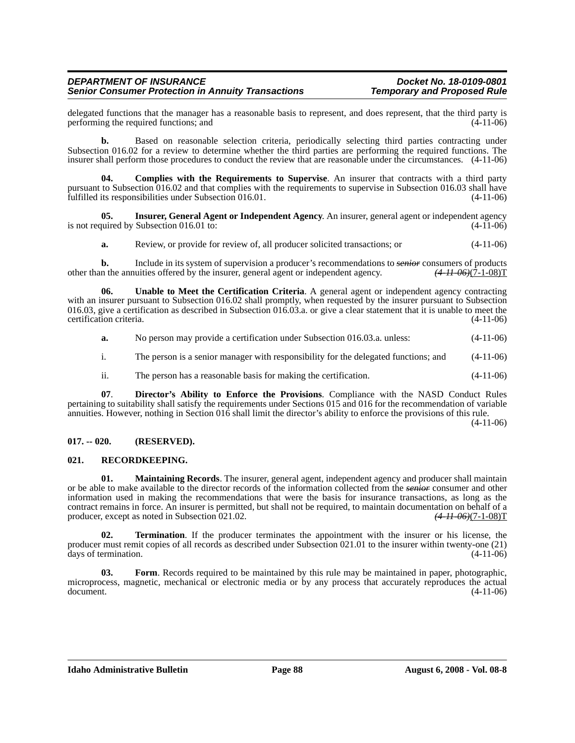delegated functions that the manager has a reasonable basis to represent, and does represent, that the third party is performing the required functions; and (4-11-06)

**b.** Based on reasonable selection criteria, periodically selecting third parties contracting under Subsection 016.02 for a review to determine whether the third parties are performing the required functions. The insurer shall perform those procedures to conduct the review that are reasonable under the circumstances. (4-11-06)

**04. Complies with the Requirements to Supervise**. An insurer that contracts with a third party pursuant to Subsection 016.02 and that complies with the requirements to supervise in Subsection 016.03 shall have fulfilled its responsibilities under Subsection 016.01. (4-11-06)

**05. Insurer, General Agent or Independent Agency**. An insurer, general agent or independent agency is not required by Subsection 016.01 to: (4-11-06)

**a.** Review, or provide for review of, all producer solicited transactions; or (4-11-06)

**b.** Include in its system of supervision a producer's recommendations to ~~*senior*~~ consumers of products other than the annuities offered by the insurer, general agent or independent agency. ~~*(4-11-06)*~~(7-1-08)T

**06. Unable to Meet the Certification Criteria**. A general agent or independent agency contracting with an insurer pursuant to Subsection 016.02 shall promptly, when requested by the insurer pursuant to Subsection 016.03, give a certification as described in Subsection 016.03.a. or give a clear statement that it is unable to meet the certification criteria. (4-11-06)

**a.** No person may provide a certification under Subsection 016.03.a. unless: (4-11-06)

i. The person is a senior manager with responsibility for the delegated functions; and (4-11-06)

ii. The person has a reasonable basis for making the certification. (4-11-06)

**07**. **Director's Ability to Enforce the Provisions**. Compliance with the NASD Conduct Rules pertaining to suitability shall satisfy the requirements under Sections 015 and 016 for the recommendation of variable annuities. However, nothing in Section 016 shall limit the director's ability to enforce the provisions of this rule. (4-11-06)

### 017. -- 020. (RESERVED).

### 021. RECORDKEEPING.

**01. Maintaining Records**. The insurer, general agent, independent agency and producer shall maintain or be able to make available to the director records of the information collected from the ~~*senior*~~ consumer and other information used in making the recommendations that were the basis for insurance transactions, as long as the contract remains in force. An insurer is permitted, but shall not be required, to maintain documentation on behalf of a producer, except as noted in Subsection 021.02. ~~*(4-11-06)*~~(7-1-08)T

**02. Termination**. If the producer terminates the appointment with the insurer or his license, the producer must remit copies of all records as described under Subsection 021.01 to the insurer within twenty-one (21) days of termination. (4-11-06)

**03. Form**. Records required to be maintained by this rule may be maintained in paper, photographic, microprocess, magnetic, mechanical or electronic media or by any process that accurately reproduces the actual document. (4-11-06)